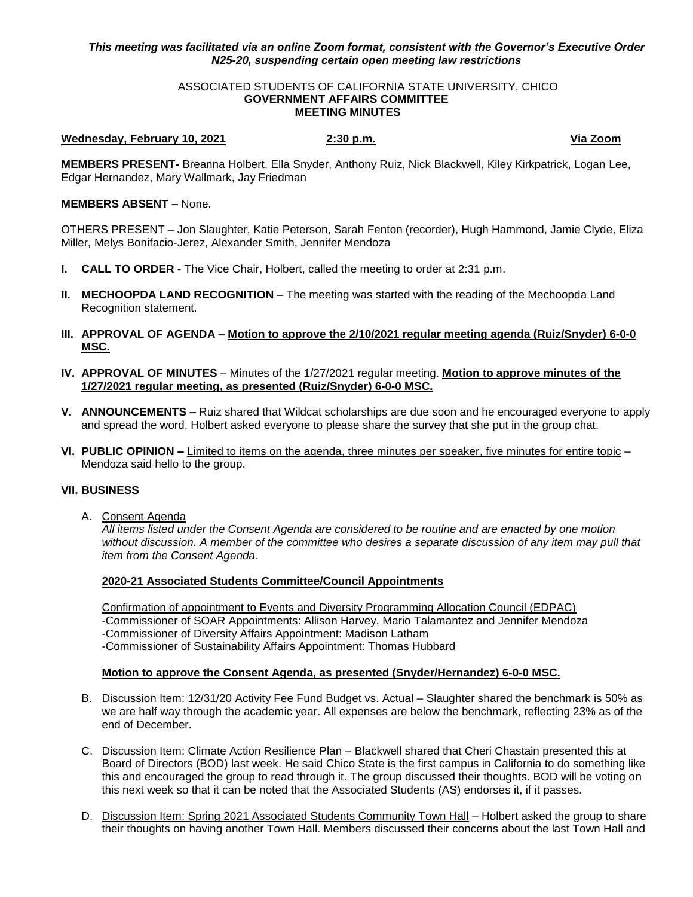***This meeting was facilitated via an online Zoom format, consistent with the Governor's Executive Order N25-20, suspending certain open meeting law restrictions***

ASSOCIATED STUDENTS OF CALIFORNIA STATE UNIVERSITY, CHICO
**GOVERNMENT AFFAIRS COMMITTEE**
**MEETING MINUTES**

**Wednesday, February 10, 2021** **2:30 p.m.** **Via Zoom**

**MEMBERS PRESENT-** Breanna Holbert, Ella Snyder, Anthony Ruiz, Nick Blackwell, Kiley Kirkpatrick, Logan Lee, Edgar Hernandez, Mary Wallmark, Jay Friedman

**MEMBERS ABSENT –** None.

OTHERS PRESENT – Jon Slaughter, Katie Peterson, Sarah Fenton (recorder), Hugh Hammond, Jamie Clyde, Eliza Miller, Melys Bonifacio-Jerez, Alexander Smith, Jennifer Mendoza

**I. CALL TO ORDER -** The Vice Chair, Holbert, called the meeting to order at 2:31 p.m.

**II. MECHOOPDA LAND RECOGNITION** – The meeting was started with the reading of the Mechoopda Land Recognition statement.

**III. APPROVAL OF AGENDA – Motion to approve the 2/10/2021 regular meeting agenda (Ruiz/Snyder) 6-0-0 MSC.**

**IV. APPROVAL OF MINUTES** – Minutes of the 1/27/2021 regular meeting. **Motion to approve minutes of the 1/27/2021 regular meeting, as presented (Ruiz/Snyder) 6-0-0 MSC.**

**V. ANNOUNCEMENTS –** Ruiz shared that Wildcat scholarships are due soon and he encouraged everyone to apply and spread the word. Holbert asked everyone to please share the survey that she put in the group chat.

**VI. PUBLIC OPINION –** Limited to items on the agenda, three minutes per speaker, five minutes for entire topic – Mendoza said hello to the group.

**VII. BUSINESS**

A. Consent Agenda

*All items listed under the Consent Agenda are considered to be routine and are enacted by one motion without discussion. A member of the committee who desires a separate discussion of any item may pull that item from the Consent Agenda.*

**2020-21 Associated Students Committee/Council Appointments**

Confirmation of appointment to Events and Diversity Programming Allocation Council (EDPAC)
-Commissioner of SOAR Appointments: Allison Harvey, Mario Talamantez and Jennifer Mendoza
-Commissioner of Diversity Affairs Appointment: Madison Latham
-Commissioner of Sustainability Affairs Appointment: Thomas Hubbard

**Motion to approve the Consent Agenda, as presented (Snyder/Hernandez) 6-0-0 MSC.**

B. Discussion Item: 12/31/20 Activity Fee Fund Budget vs. Actual – Slaughter shared the benchmark is 50% as we are half way through the academic year. All expenses are below the benchmark, reflecting 23% as of the end of December.

C. Discussion Item: Climate Action Resilience Plan – Blackwell shared that Cheri Chastain presented this at Board of Directors (BOD) last week. He said Chico State is the first campus in California to do something like this and encouraged the group to read through it. The group discussed their thoughts. BOD will be voting on this next week so that it can be noted that the Associated Students (AS) endorses it, if it passes.

D. Discussion Item: Spring 2021 Associated Students Community Town Hall – Holbert asked the group to share their thoughts on having another Town Hall. Members discussed their concerns about the last Town Hall and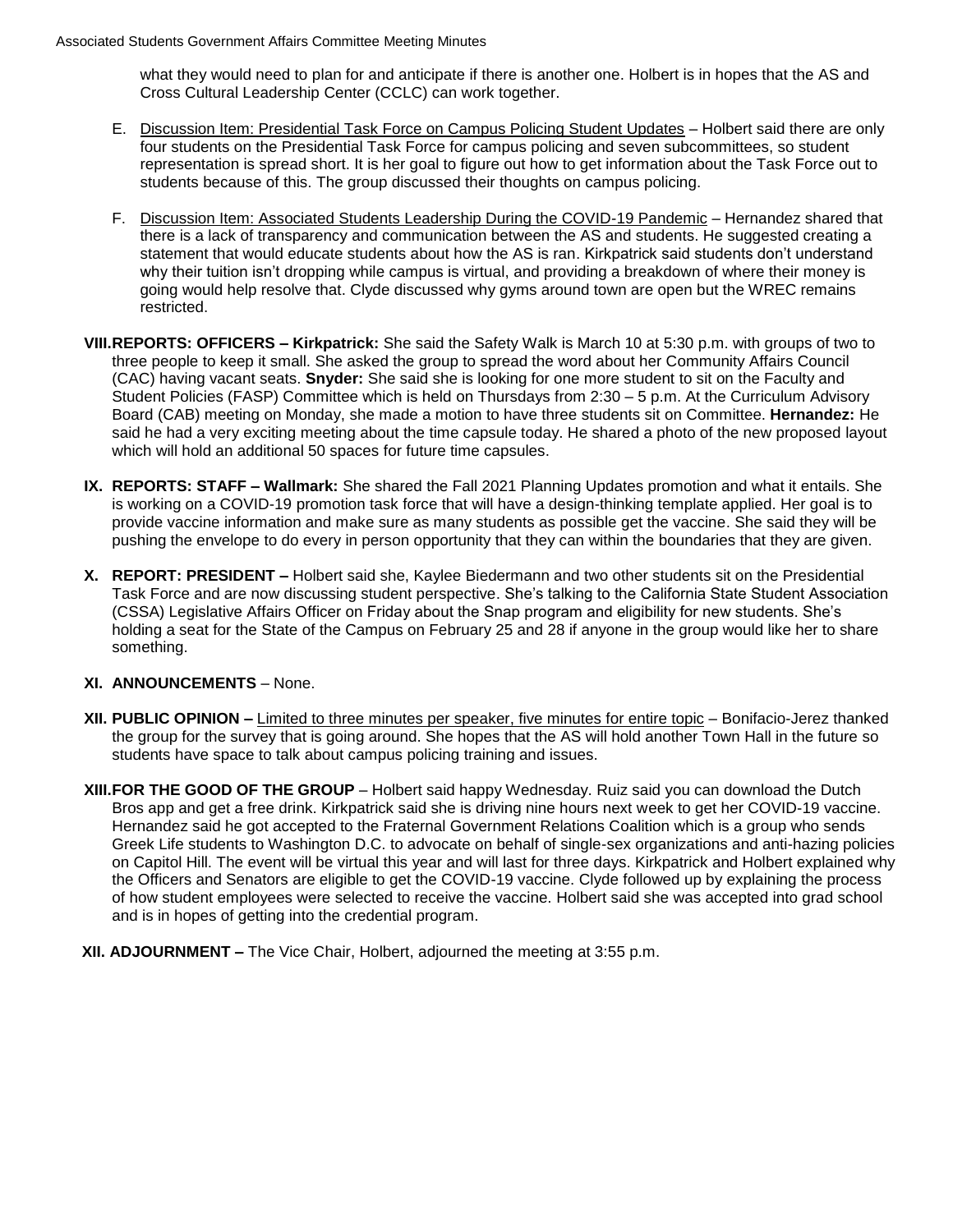what they would need to plan for and anticipate if there is another one. Holbert is in hopes that the AS and Cross Cultural Leadership Center (CCLC) can work together.

E. Discussion Item: Presidential Task Force on Campus Policing Student Updates – Holbert said there are only four students on the Presidential Task Force for campus policing and seven subcommittees, so student representation is spread short. It is her goal to figure out how to get information about the Task Force out to students because of this. The group discussed their thoughts on campus policing.

F. Discussion Item: Associated Students Leadership During the COVID-19 Pandemic – Hernandez shared that there is a lack of transparency and communication between the AS and students. He suggested creating a statement that would educate students about how the AS is ran. Kirkpatrick said students don't understand why their tuition isn't dropping while campus is virtual, and providing a breakdown of where their money is going would help resolve that. Clyde discussed why gyms around town are open but the WREC remains restricted.

**VIII. REPORTS: OFFICERS – Kirkpatrick:** She said the Safety Walk is March 10 at 5:30 p.m. with groups of two to three people to keep it small. She asked the group to spread the word about her Community Affairs Council (CAC) having vacant seats. **Snyder:** She said she is looking for one more student to sit on the Faculty and Student Policies (FASP) Committee which is held on Thursdays from 2:30 – 5 p.m. At the Curriculum Advisory Board (CAB) meeting on Monday, she made a motion to have three students sit on Committee. **Hernandez:** He said he had a very exciting meeting about the time capsule today. He shared a photo of the new proposed layout which will hold an additional 50 spaces for future time capsules.

**IX. REPORTS: STAFF – Wallmark:** She shared the Fall 2021 Planning Updates promotion and what it entails. She is working on a COVID-19 promotion task force that will have a design-thinking template applied. Her goal is to provide vaccine information and make sure as many students as possible get the vaccine. She said they will be pushing the envelope to do every in person opportunity that they can within the boundaries that they are given.

**X. REPORT: PRESIDENT –** Holbert said she, Kaylee Biedermann and two other students sit on the Presidential Task Force and are now discussing student perspective. She's talking to the California State Student Association (CSSA) Legislative Affairs Officer on Friday about the Snap program and eligibility for new students. She's holding a seat for the State of the Campus on February 25 and 28 if anyone in the group would like her to share something.

**XI. ANNOUNCEMENTS** – None.

**XII. PUBLIC OPINION –** Limited to three minutes per speaker, five minutes for entire topic – Bonifacio-Jerez thanked the group for the survey that is going around. She hopes that the AS will hold another Town Hall in the future so students have space to talk about campus policing training and issues.

**XIII. FOR THE GOOD OF THE GROUP** – Holbert said happy Wednesday. Ruiz said you can download the Dutch Bros app and get a free drink. Kirkpatrick said she is driving nine hours next week to get her COVID-19 vaccine. Hernandez said he got accepted to the Fraternal Government Relations Coalition which is a group who sends Greek Life students to Washington D.C. to advocate on behalf of single-sex organizations and anti-hazing policies on Capitol Hill. The event will be virtual this year and will last for three days. Kirkpatrick and Holbert explained why the Officers and Senators are eligible to get the COVID-19 vaccine. Clyde followed up by explaining the process of how student employees were selected to receive the vaccine. Holbert said she was accepted into grad school and is in hopes of getting into the credential program.

**XII. ADJOURNMENT –** The Vice Chair, Holbert, adjourned the meeting at 3:55 p.m.